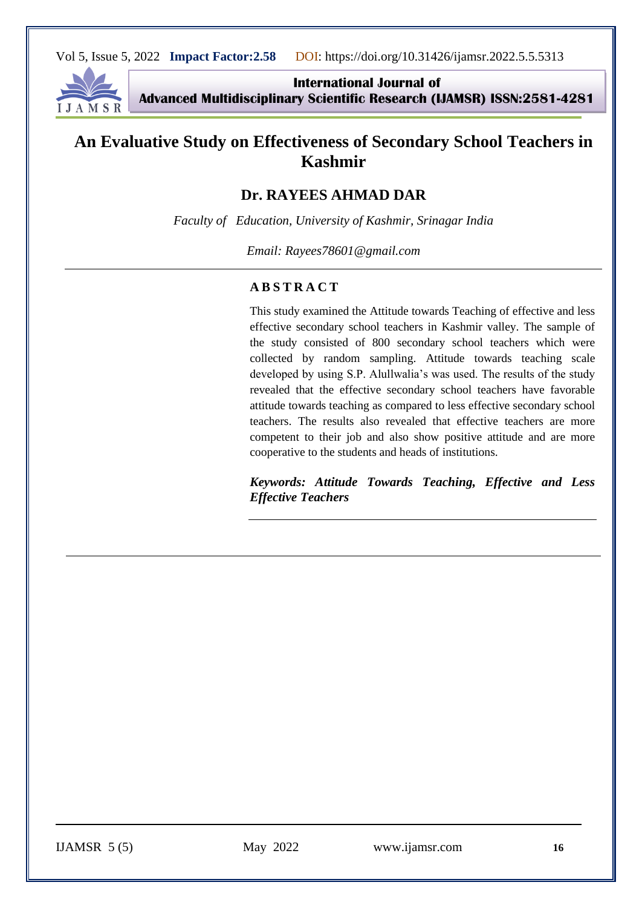# An Evaluative Study on Effectiveness of Secondary School Teachers in Kashmir

## Dr. RAYEES AHMAD DAR

*Faculty of Education, University of Kashmir, Srinagar India*

*Email: Rayees78601@gmail.com*

---

**ABSTRACT**

This study examined the Attitude towards Teaching of effective and less effective secondary school teachers in Kashmir valley. The sample of the study consisted of 800 secondary school teachers which were collected by random sampling. Attitude towards teaching scale developed by using S.P. Alullwalia's was used. The results of the study revealed that the effective secondary school teachers have favorable attitude towards teaching as compared to less effective secondary school teachers. The results also revealed that effective teachers are more competent to their job and also show positive attitude and are more cooperative to the students and heads of institutions.

***Keywords: Attitude Towards Teaching, Effective and Less Effective Teachers***

---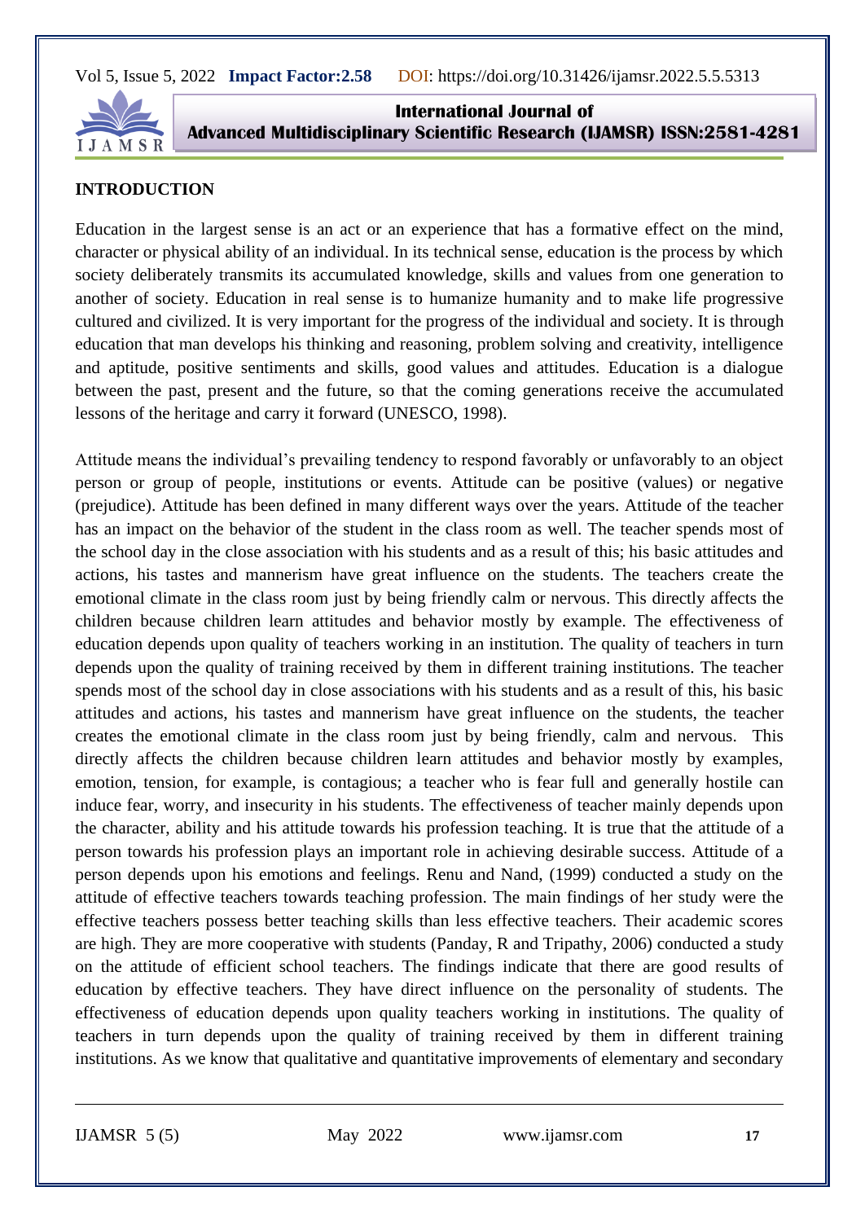## INTRODUCTION

Education in the largest sense is an act or an experience that has a formative effect on the mind, character or physical ability of an individual. In its technical sense, education is the process by which society deliberately transmits its accumulated knowledge, skills and values from one generation to another of society. Education in real sense is to humanize humanity and to make life progressive cultured and civilized. It is very important for the progress of the individual and society. It is through education that man develops his thinking and reasoning, problem solving and creativity, intelligence and aptitude, positive sentiments and skills, good values and attitudes. Education is a dialogue between the past, present and the future, so that the coming generations receive the accumulated lessons of the heritage and carry it forward (UNESCO, 1998).

Attitude means the individual's prevailing tendency to respond favorably or unfavorably to an object person or group of people, institutions or events. Attitude can be positive (values) or negative (prejudice). Attitude has been defined in many different ways over the years. Attitude of the teacher has an impact on the behavior of the student in the class room as well. The teacher spends most of the school day in the close association with his students and as a result of this; his basic attitudes and actions, his tastes and mannerism have great influence on the students. The teachers create the emotional climate in the class room just by being friendly calm or nervous. This directly affects the children because children learn attitudes and behavior mostly by example. The effectiveness of education depends upon quality of teachers working in an institution. The quality of teachers in turn depends upon the quality of training received by them in different training institutions. The teacher spends most of the school day in close associations with his students and as a result of this, his basic attitudes and actions, his tastes and mannerism have great influence on the students, the teacher creates the emotional climate in the class room just by being friendly, calm and nervous. This directly affects the children because children learn attitudes and behavior mostly by examples, emotion, tension, for example, is contagious; a teacher who is fear full and generally hostile can induce fear, worry, and insecurity in his students. The effectiveness of teacher mainly depends upon the character, ability and his attitude towards his profession teaching. It is true that the attitude of a person towards his profession plays an important role in achieving desirable success. Attitude of a person depends upon his emotions and feelings. Renu and Nand, (1999) conducted a study on the attitude of effective teachers towards teaching profession. The main findings of her study were the effective teachers possess better teaching skills than less effective teachers. Their academic scores are high. They are more cooperative with students (Panday, R and Tripathy, 2006) conducted a study on the attitude of efficient school teachers. The findings indicate that there are good results of education by effective teachers. They have direct influence on the personality of students. The effectiveness of education depends upon quality teachers working in institutions. The quality of teachers in turn depends upon the quality of training received by them in different training institutions. As we know that qualitative and quantitative improvements of elementary and secondary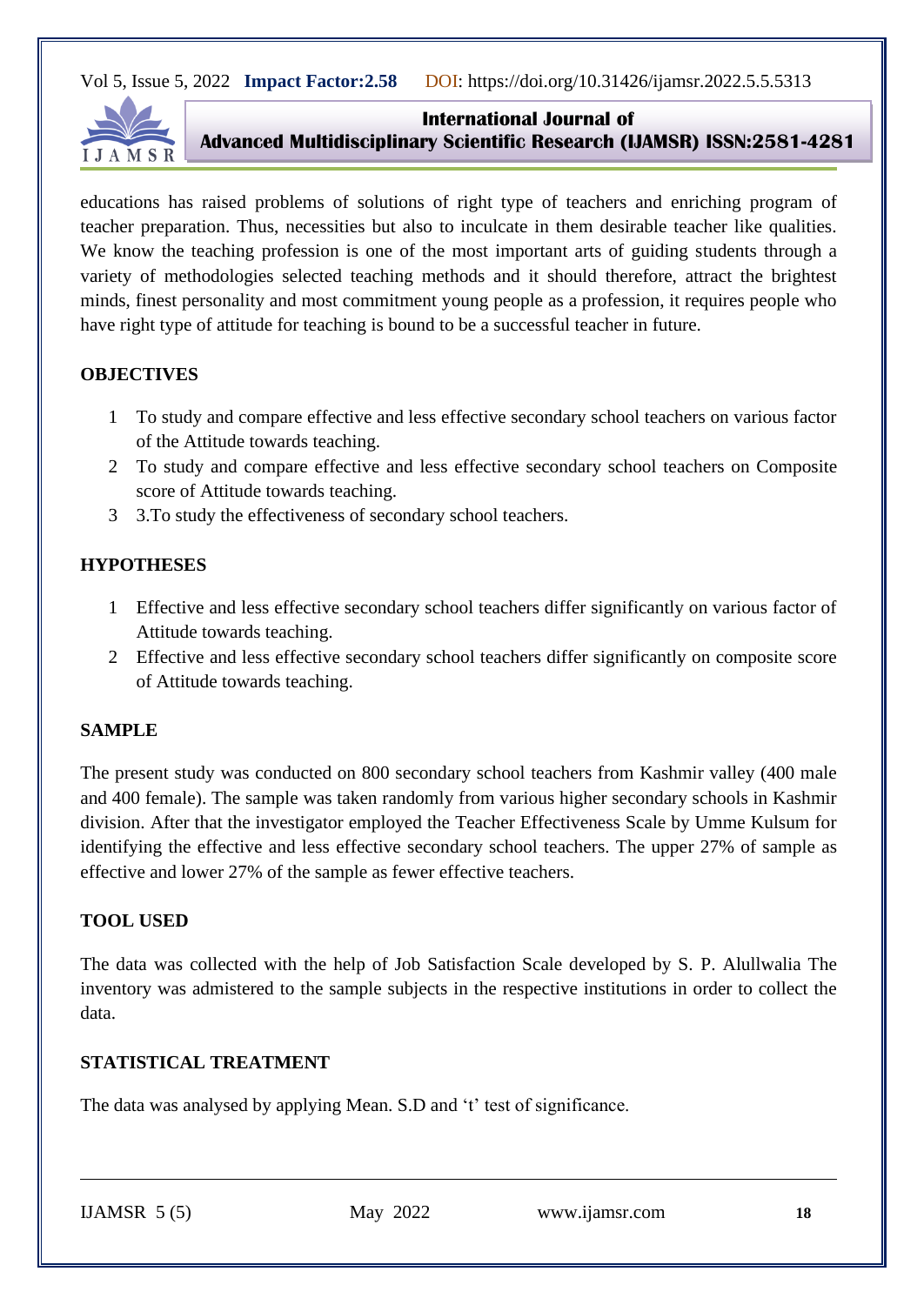educations has raised problems of solutions of right type of teachers and enriching program of teacher preparation. Thus, necessities but also to inculcate in them desirable teacher like qualities. We know the teaching profession is one of the most important arts of guiding students through a variety of methodologies selected teaching methods and it should therefore, attract the brightest minds, finest personality and most commitment young people as a profession, it requires people who have right type of attitude for teaching is bound to be a successful teacher in future.

## OBJECTIVES

1. To study and compare effective and less effective secondary school teachers on various factor of the Attitude towards teaching.
2. To study and compare effective and less effective secondary school teachers on Composite score of Attitude towards teaching.
3. 3.To study the effectiveness of secondary school teachers.

## HYPOTHESES

1. Effective and less effective secondary school teachers differ significantly on various factor of Attitude towards teaching.
2. Effective and less effective secondary school teachers differ significantly on composite score of Attitude towards teaching.

## SAMPLE

The present study was conducted on 800 secondary school teachers from Kashmir valley (400 male and 400 female). The sample was taken randomly from various higher secondary schools in Kashmir division. After that the investigator employed the Teacher Effectiveness Scale by Umme Kulsum for identifying the effective and less effective secondary school teachers. The upper 27% of sample as effective and lower 27% of the sample as fewer effective teachers.

## TOOL USED

The data was collected with the help of Job Satisfaction Scale developed by S. P. Alullwalia The inventory was admistered to the sample subjects in the respective institutions in order to collect the data.

## STATISTICAL TREATMENT

The data was analysed by applying Mean. S.D and 't' test of significance.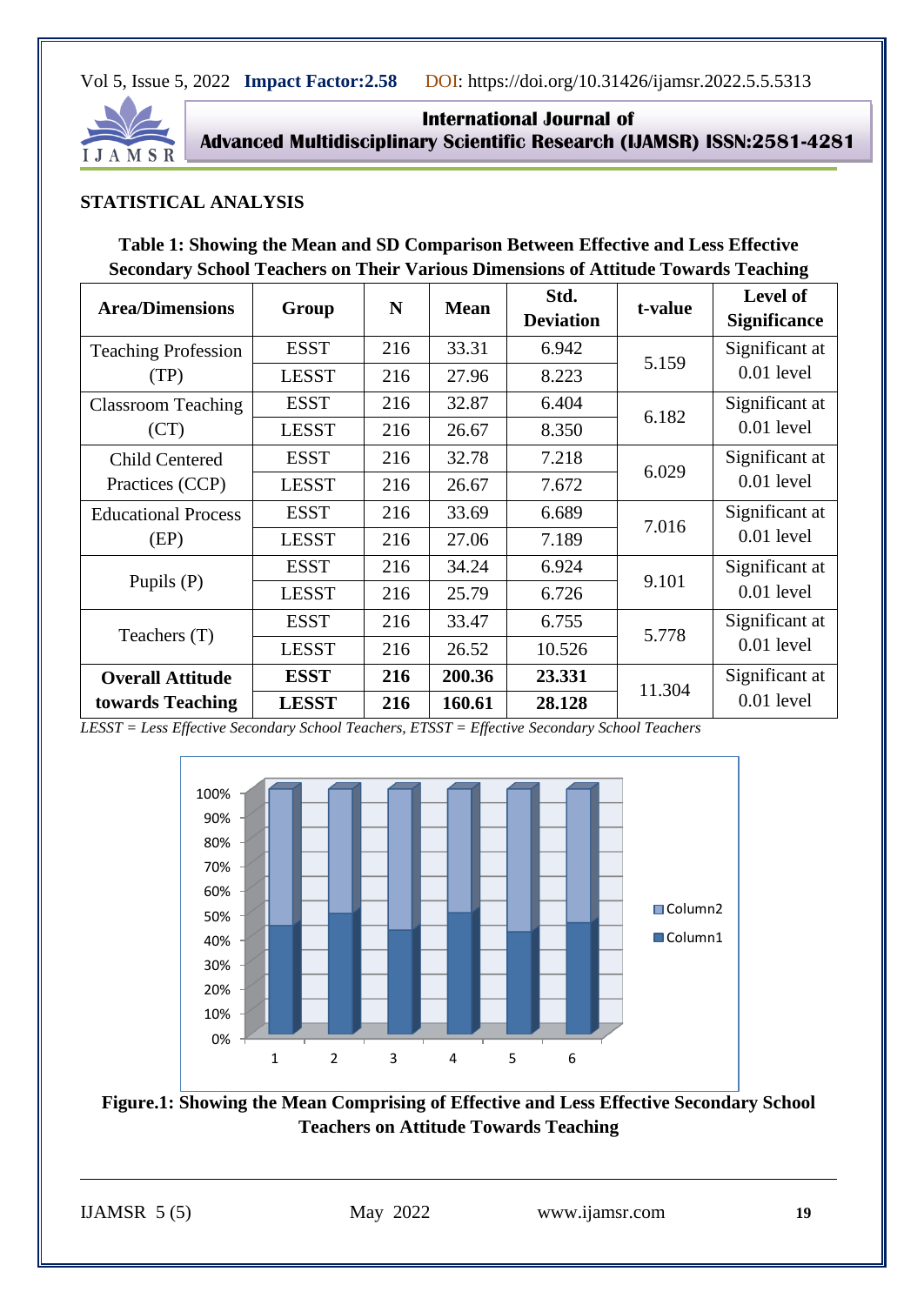## STATISTICAL ANALYSIS

**Table 1: Showing the Mean and SD Comparison Between Effective and Less Effective Secondary School Teachers on Their Various Dimensions of Attitude Towards Teaching**

| Area/Dimensions | Group | N | Mean | Std. Deviation | t-value | Level of Significance |
|---|---|---|---|---|---|---|
| Teaching Profession (TP) | ESST | 216 | 33.31 | 6.942 | 5.159 | Significant at 0.01 level |
| | LESST | 216 | 27.96 | 8.223 | | |
| Classroom Teaching (CT) | ESST | 216 | 32.87 | 6.404 | 6.182 | Significant at 0.01 level |
| | LESST | 216 | 26.67 | 8.350 | | |
| Child Centered Practices (CCP) | ESST | 216 | 32.78 | 7.218 | 6.029 | Significant at 0.01 level |
| | LESST | 216 | 26.67 | 7.672 | | |
| Educational Process (EP) | ESST | 216 | 33.69 | 6.689 | 7.016 | Significant at 0.01 level |
| | LESST | 216 | 27.06 | 7.189 | | |
| Pupils (P) | ESST | 216 | 34.24 | 6.924 | 9.101 | Significant at 0.01 level |
| | LESST | 216 | 25.79 | 6.726 | | |
| Teachers (T) | ESST | 216 | 33.47 | 6.755 | 5.778 | Significant at 0.01 level |
| | LESST | 216 | 26.52 | 10.526 | | |
| **Overall Attitude towards Teaching** | **ESST** | **216** | **200.36** | **23.331** | 11.304 | Significant at 0.01 level |
| | **LESST** | **216** | **160.61** | **28.128** | | |

*LESST = Less Effective Secondary School Teachers, ETSST = Effective Secondary School Teachers*

**Figure.1: Showing the Mean Comprising of Effective and Less Effective Secondary School Teachers on Attitude Towards Teaching**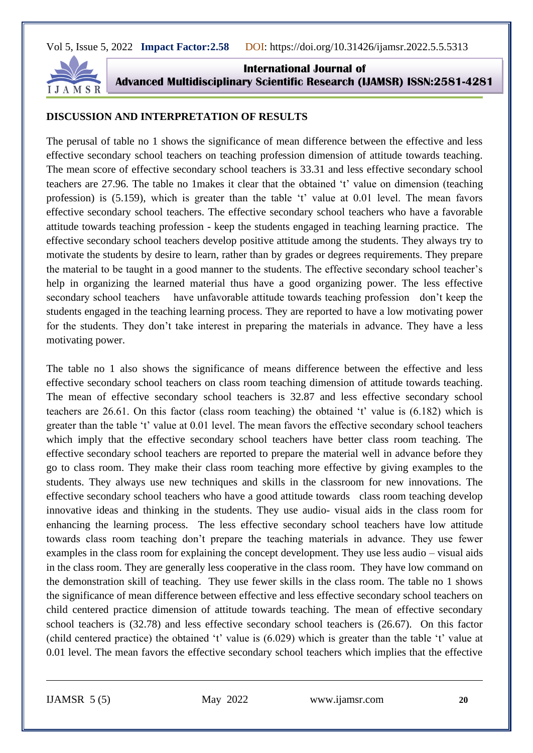**DISCUSSION AND INTERPRETATION OF RESULTS**

The perusal of table no 1 shows the significance of mean difference between the effective and less effective secondary school teachers on teaching profession dimension of attitude towards teaching. The mean score of effective secondary school teachers is 33.31 and less effective secondary school teachers are 27.96. The table no 1makes it clear that the obtained 't' value on dimension (teaching profession) is (5.159), which is greater than the table 't' value at 0.01 level. The mean favors effective secondary school teachers. The effective secondary school teachers who have a favorable attitude towards teaching profession - keep the students engaged in teaching learning practice. The effective secondary school teachers develop positive attitude among the students. They always try to motivate the students by desire to learn, rather than by grades or degrees requirements. They prepare the material to be taught in a good manner to the students. The effective secondary school teacher's help in organizing the learned material thus have a good organizing power. The less effective secondary school teachers have unfavorable attitude towards teaching profession don't keep the students engaged in the teaching learning process. They are reported to have a low motivating power for the students. They don't take interest in preparing the materials in advance. They have a less motivating power.

The table no 1 also shows the significance of means difference between the effective and less effective secondary school teachers on class room teaching dimension of attitude towards teaching. The mean of effective secondary school teachers is 32.87 and less effective secondary school teachers are 26.61. On this factor (class room teaching) the obtained 't' value is (6.182) which is greater than the table 't' value at 0.01 level. The mean favors the effective secondary school teachers which imply that the effective secondary school teachers have better class room teaching. The effective secondary school teachers are reported to prepare the material well in advance before they go to class room. They make their class room teaching more effective by giving examples to the students. They always use new techniques and skills in the classroom for new innovations. The effective secondary school teachers who have a good attitude towards class room teaching develop innovative ideas and thinking in the students. They use audio- visual aids in the class room for enhancing the learning process. The less effective secondary school teachers have low attitude towards class room teaching don't prepare the teaching materials in advance. They use fewer examples in the class room for explaining the concept development. They use less audio – visual aids in the class room. They are generally less cooperative in the class room. They have low command on the demonstration skill of teaching. They use fewer skills in the class room. The table no 1 shows the significance of mean difference between effective and less effective secondary school teachers on child centered practice dimension of attitude towards teaching. The mean of effective secondary school teachers is (32.78) and less effective secondary school teachers is (26.67). On this factor (child centered practice) the obtained 't' value is (6.029) which is greater than the table 't' value at 0.01 level. The mean favors the effective secondary school teachers which implies that the effective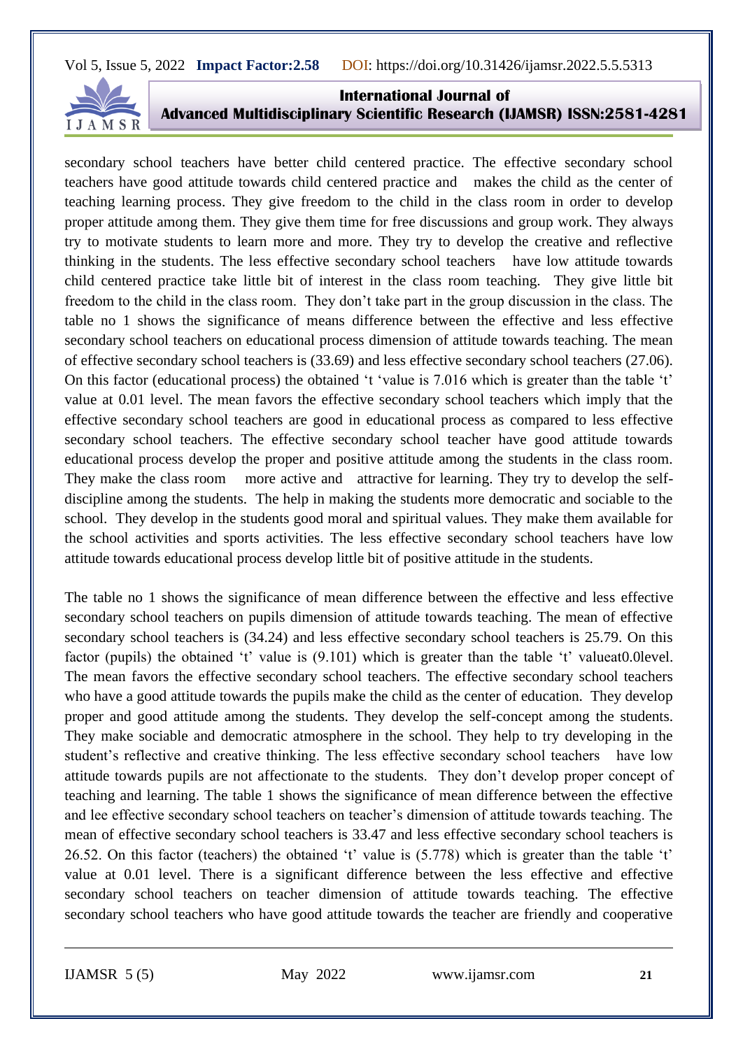secondary school teachers have better child centered practice. The effective secondary school teachers have good attitude towards child centered practice and makes the child as the center of teaching learning process. They give freedom to the child in the class room in order to develop proper attitude among them. They give them time for free discussions and group work. They always try to motivate students to learn more and more. They try to develop the creative and reflective thinking in the students. The less effective secondary school teachers have low attitude towards child centered practice take little bit of interest in the class room teaching. They give little bit freedom to the child in the class room. They don't take part in the group discussion in the class. The table no 1 shows the significance of means difference between the effective and less effective secondary school teachers on educational process dimension of attitude towards teaching. The mean of effective secondary school teachers is (33.69) and less effective secondary school teachers (27.06). On this factor (educational process) the obtained 't 'value is 7.016 which is greater than the table 't' value at 0.01 level. The mean favors the effective secondary school teachers which imply that the effective secondary school teachers are good in educational process as compared to less effective secondary school teachers. The effective secondary school teacher have good attitude towards educational process develop the proper and positive attitude among the students in the class room. They make the class room more active and attractive for learning. They try to develop the self-discipline among the students. The help in making the students more democratic and sociable to the school. They develop in the students good moral and spiritual values. They make them available for the school activities and sports activities. The less effective secondary school teachers have low attitude towards educational process develop little bit of positive attitude in the students.

The table no 1 shows the significance of mean difference between the effective and less effective secondary school teachers on pupils dimension of attitude towards teaching. The mean of effective secondary school teachers is (34.24) and less effective secondary school teachers is 25.79. On this factor (pupils) the obtained 't' value is (9.101) which is greater than the table 't' valueat0.0level. The mean favors the effective secondary school teachers. The effective secondary school teachers who have a good attitude towards the pupils make the child as the center of education. They develop proper and good attitude among the students. They develop the self-concept among the students. They make sociable and democratic atmosphere in the school. They help to try developing in the student's reflective and creative thinking. The less effective secondary school teachers have low attitude towards pupils are not affectionate to the students. They don't develop proper concept of teaching and learning. The table 1 shows the significance of mean difference between the effective and lee effective secondary school teachers on teacher's dimension of attitude towards teaching. The mean of effective secondary school teachers is 33.47 and less effective secondary school teachers is 26.52. On this factor (teachers) the obtained 't' value is (5.778) which is greater than the table 't' value at 0.01 level. There is a significant difference between the less effective and effective secondary school teachers on teacher dimension of attitude towards teaching. The effective secondary school teachers who have good attitude towards the teacher are friendly and cooperative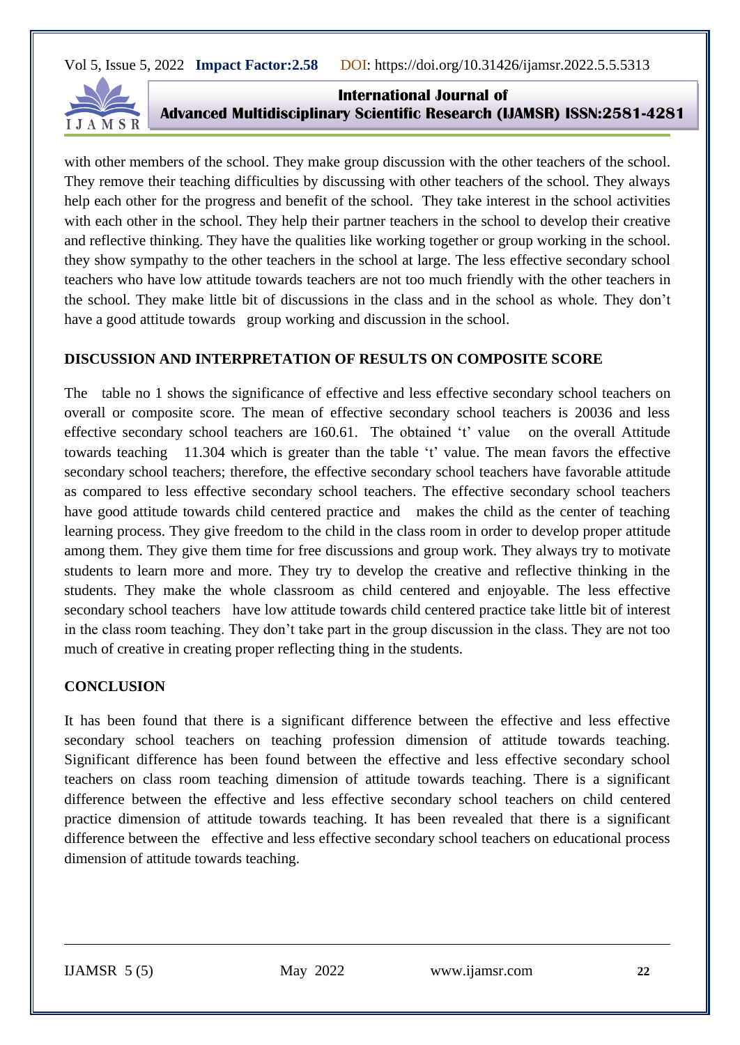with other members of the school. They make group discussion with the other teachers of the school. They remove their teaching difficulties by discussing with other teachers of the school. They always help each other for the progress and benefit of the school. They take interest in the school activities with each other in the school. They help their partner teachers in the school to develop their creative and reflective thinking. They have the qualities like working together or group working in the school. they show sympathy to the other teachers in the school at large. The less effective secondary school teachers who have low attitude towards teachers are not too much friendly with the other teachers in the school. They make little bit of discussions in the class and in the school as whole. They don't have a good attitude towards group working and discussion in the school.

**DISCUSSION AND INTERPRETATION OF RESULTS ON COMPOSITE SCORE**

The table no 1 shows the significance of effective and less effective secondary school teachers on overall or composite score. The mean of effective secondary school teachers is 20036 and less effective secondary school teachers are 160.61. The obtained 't' value on the overall Attitude towards teaching 11.304 which is greater than the table 't' value. The mean favors the effective secondary school teachers; therefore, the effective secondary school teachers have favorable attitude as compared to less effective secondary school teachers. The effective secondary school teachers have good attitude towards child centered practice and makes the child as the center of teaching learning process. They give freedom to the child in the class room in order to develop proper attitude among them. They give them time for free discussions and group work. They always try to motivate students to learn more and more. They try to develop the creative and reflective thinking in the students. They make the whole classroom as child centered and enjoyable. The less effective secondary school teachers have low attitude towards child centered practice take little bit of interest in the class room teaching. They don't take part in the group discussion in the class. They are not too much of creative in creating proper reflecting thing in the students.

**CONCLUSION**

It has been found that there is a significant difference between the effective and less effective secondary school teachers on teaching profession dimension of attitude towards teaching. Significant difference has been found between the effective and less effective secondary school teachers on class room teaching dimension of attitude towards teaching. There is a significant difference between the effective and less effective secondary school teachers on child centered practice dimension of attitude towards teaching. It has been revealed that there is a significant difference between the effective and less effective secondary school teachers on educational process dimension of attitude towards teaching.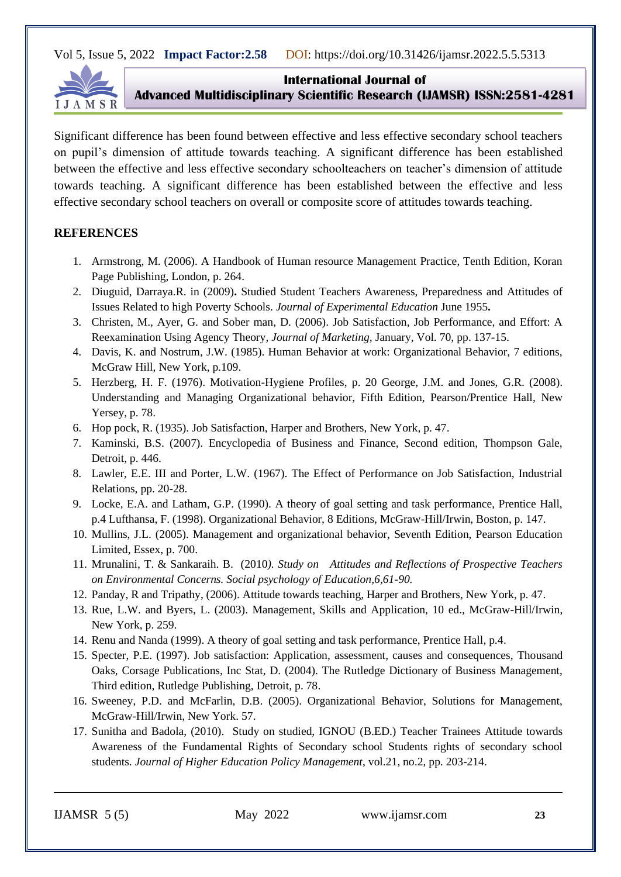Significant difference has been found between effective and less effective secondary school teachers on pupil's dimension of attitude towards teaching. A significant difference has been established between the effective and less effective secondary schoolteachers on teacher's dimension of attitude towards teaching. A significant difference has been established between the effective and less effective secondary school teachers on overall or composite score of attitudes towards teaching.

## REFERENCES

1. Armstrong, M. (2006). A Handbook of Human resource Management Practice, Tenth Edition, Koran Page Publishing, London, p. 264.
2. Diuguid, Darraya.R. in (2009)**.** Studied Student Teachers Awareness, Preparedness and Attitudes of Issues Related to high Poverty Schools. *Journal of Experimental Education* June 1955**.**
3. Christen, M., Ayer, G. and Sober man, D. (2006). Job Satisfaction, Job Performance, and Effort: A Reexamination Using Agency Theory, *Journal of Marketing*, January, Vol. 70, pp. 137-15.
4. Davis, K. and Nostrum, J.W. (1985). Human Behavior at work: Organizational Behavior, 7 editions, McGraw Hill, New York, p.109.
5. Herzberg, H. F. (1976). Motivation-Hygiene Profiles, p. 20 George, J.M. and Jones, G.R. (2008). Understanding and Managing Organizational behavior, Fifth Edition, Pearson/Prentice Hall, New Yersey, p. 78.
6. Hop pock, R. (1935). Job Satisfaction, Harper and Brothers, New York, p. 47.
7. Kaminski, B.S. (2007). Encyclopedia of Business and Finance, Second edition, Thompson Gale, Detroit, p. 446.
8. Lawler, E.E. III and Porter, L.W. (1967). The Effect of Performance on Job Satisfaction, Industrial Relations, pp. 20-28.
9. Locke, E.A. and Latham, G.P. (1990). A theory of goal setting and task performance, Prentice Hall, p.4 Lufthansa, F. (1998). Organizational Behavior, 8 Editions, McGraw-Hill/Irwin, Boston, p. 147.
10. Mullins, J.L. (2005). Management and organizational behavior, Seventh Edition, Pearson Education Limited, Essex, p. 700.
11. Mrunalini, T. & Sankaraih. B. (2010*). Study on Attitudes and Reflections of Prospective Teachers on Environmental Concerns. Social psychology of Education,6,61-90.*
12. Panday, R and Tripathy, (2006). Attitude towards teaching, Harper and Brothers, New York, p. 47.
13. Rue, L.W. and Byers, L. (2003). Management, Skills and Application, 10 ed., McGraw-Hill/Irwin, New York, p. 259.
14. Renu and Nanda (1999). A theory of goal setting and task performance, Prentice Hall, p.4.
15. Specter, P.E. (1997). Job satisfaction: Application, assessment, causes and consequences, Thousand Oaks, Corsage Publications, Inc Stat, D. (2004). The Rutledge Dictionary of Business Management, Third edition, Rutledge Publishing, Detroit, p. 78.
16. Sweeney, P.D. and McFarlin, D.B. (2005). Organizational Behavior, Solutions for Management, McGraw-Hill/Irwin, New York. 57.
17. Sunitha and Badola, (2010). Study on studied, IGNOU (B.ED.) Teacher Trainees Attitude towards Awareness of the Fundamental Rights of Secondary school Students rights of secondary school students. *Journal of Higher Education Policy Management*, vol.21, no.2, pp. 203-214.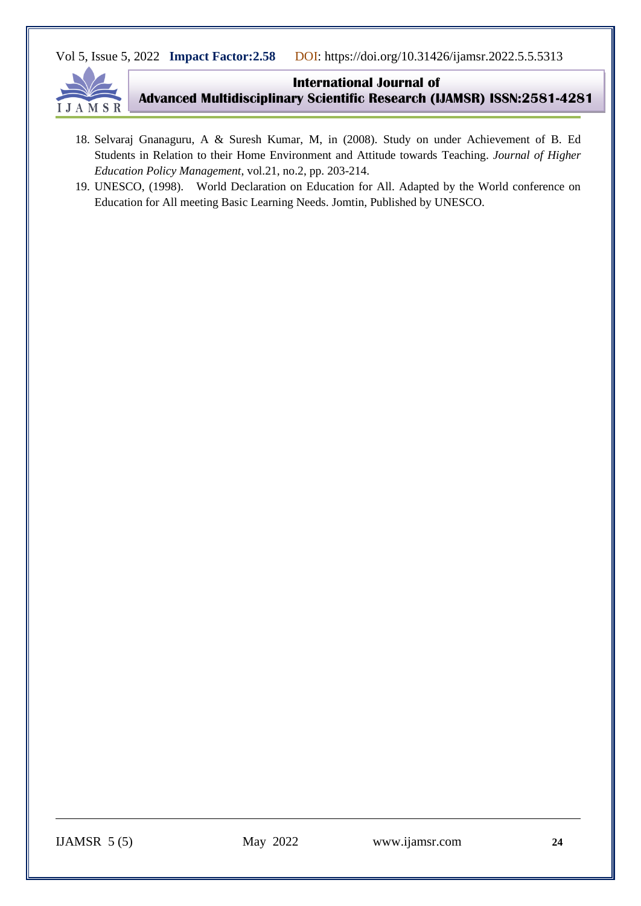18. Selvaraj Gnanaguru, A & Suresh Kumar, M, in (2008). Study on under Achievement of B. Ed Students in Relation to their Home Environment and Attitude towards Teaching. *Journal of Higher Education Policy Management*, vol.21, no.2, pp. 203-214.
19. UNESCO, (1998). World Declaration on Education for All. Adapted by the World conference on Education for All meeting Basic Learning Needs. Jomtin, Published by UNESCO.